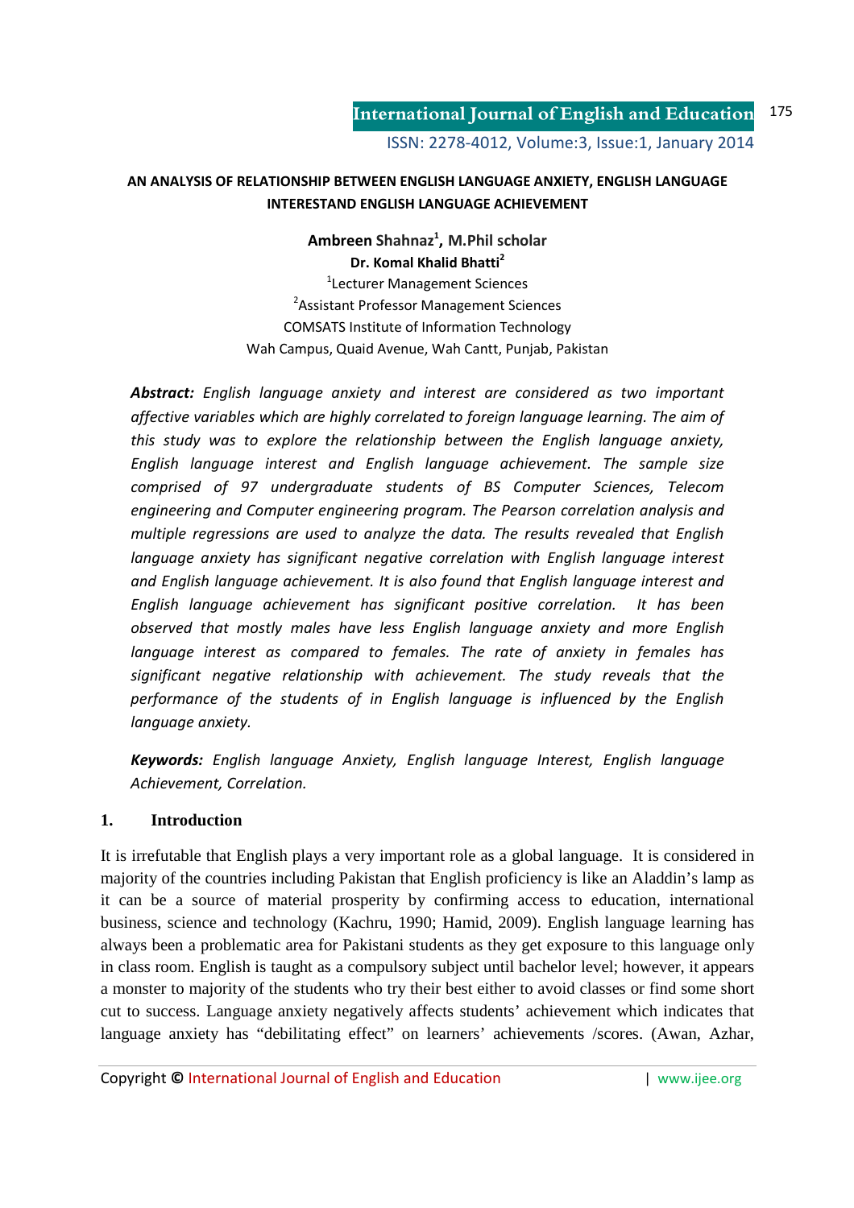# AN ANALYSIS OF RELATIONSHIP BETWEEN ENGLISH LANGUAGE ANXIETY, ENGLISH LANGUAGE INTERESTAND ENGLISH LANGUAGE ACHIEVEMENT

**Ambreen Shahnaz[1], M.Phil scholar**
**Dr. Komal Khalid Bhatti[2]**
[1]Lecturer Management Sciences
[2]Assistant Professor Management Sciences
COMSATS Institute of Information Technology
Wah Campus, Quaid Avenue, Wah Cantt, Punjab, Pakistan

***Abstract:*** *English language anxiety and interest are considered as two important affective variables which are highly correlated to foreign language learning. The aim of this study was to explore the relationship between the English language anxiety, English language interest and English language achievement. The sample size comprised of 97 undergraduate students of BS Computer Sciences, Telecom engineering and Computer engineering program. The Pearson correlation analysis and multiple regressions are used to analyze the data. The results revealed that English language anxiety has significant negative correlation with English language interest and English language achievement. It is also found that English language interest and English language achievement has significant positive correlation. It has been observed that mostly males have less English language anxiety and more English language interest as compared to females. The rate of anxiety in females has significant negative relationship with achievement. The study reveals that the performance of the students of in English language is influenced by the English language anxiety.*

***Keywords:*** *English language Anxiety, English language Interest, English language Achievement, Correlation.*

## 1. Introduction

It is irrefutable that English plays a very important role as a global language. It is considered in majority of the countries including Pakistan that English proficiency is like an Aladdin's lamp as it can be a source of material prosperity by confirming access to education, international business, science and technology (Kachru, 1990; Hamid, 2009). English language learning has always been a problematic area for Pakistani students as they get exposure to this language only in class room. English is taught as a compulsory subject until bachelor level; however, it appears a monster to majority of the students who try their best either to avoid classes or find some short cut to success. Language anxiety negatively affects students' achievement which indicates that language anxiety has "debilitating effect" on learners' achievements /scores. (Awan, Azhar,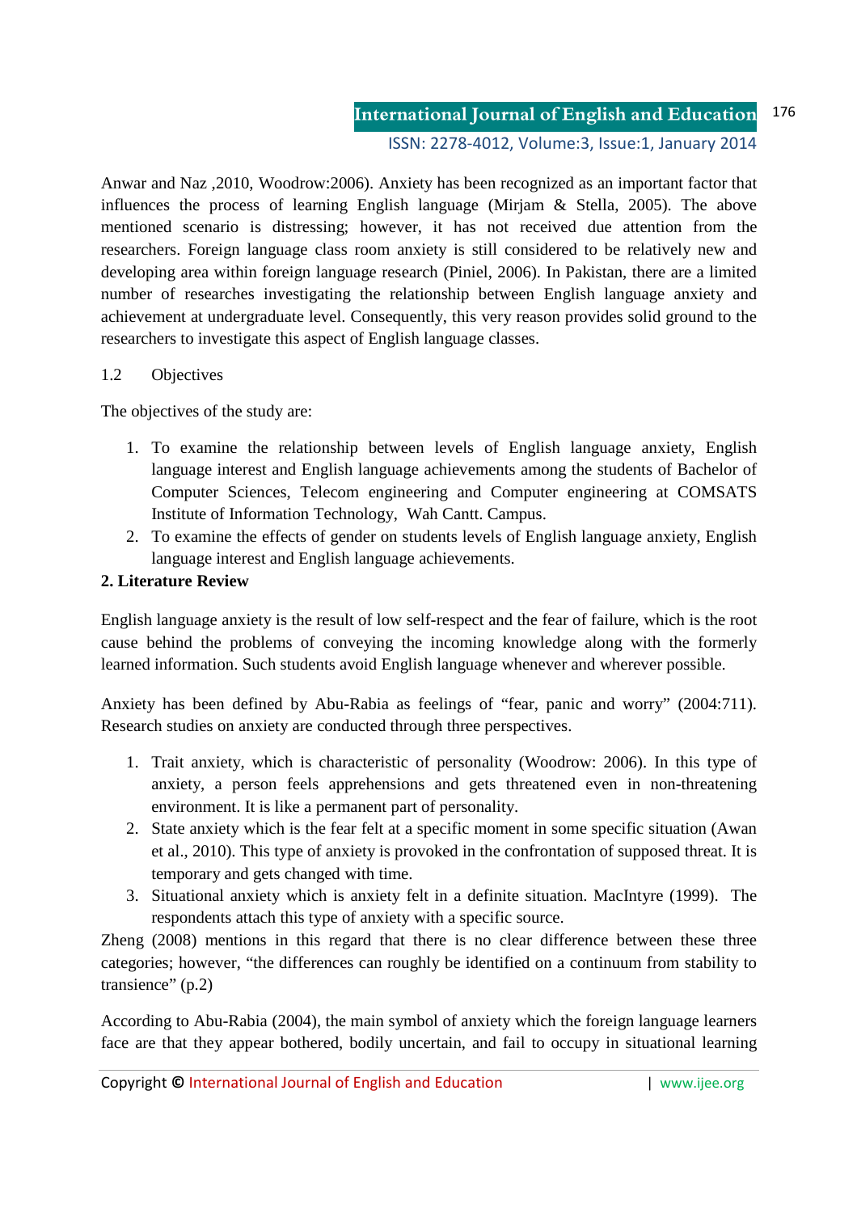Anwar and Naz ,2010, Woodrow:2006). Anxiety has been recognized as an important factor that influences the process of learning English language (Mirjam & Stella, 2005). The above mentioned scenario is distressing; however, it has not received due attention from the researchers. Foreign language class room anxiety is still considered to be relatively new and developing area within foreign language research (Piniel, 2006). In Pakistan, there are a limited number of researches investigating the relationship between English language anxiety and achievement at undergraduate level. Consequently, this very reason provides solid ground to the researchers to investigate this aspect of English language classes.

1.2 Objectives

The objectives of the study are:

1. To examine the relationship between levels of English language anxiety, English language interest and English language achievements among the students of Bachelor of Computer Sciences, Telecom engineering and Computer engineering at COMSATS Institute of Information Technology, Wah Cantt. Campus.
2. To examine the effects of gender on students levels of English language anxiety, English language interest and English language achievements.

## 2. Literature Review

English language anxiety is the result of low self-respect and the fear of failure, which is the root cause behind the problems of conveying the incoming knowledge along with the formerly learned information. Such students avoid English language whenever and wherever possible.

Anxiety has been defined by Abu-Rabia as feelings of "fear, panic and worry" (2004:711). Research studies on anxiety are conducted through three perspectives.

1. Trait anxiety, which is characteristic of personality (Woodrow: 2006). In this type of anxiety, a person feels apprehensions and gets threatened even in non-threatening environment. It is like a permanent part of personality.
2. State anxiety which is the fear felt at a specific moment in some specific situation (Awan et al., 2010). This type of anxiety is provoked in the confrontation of supposed threat. It is temporary and gets changed with time.
3. Situational anxiety which is anxiety felt in a definite situation. MacIntyre (1999). The respondents attach this type of anxiety with a specific source.

Zheng (2008) mentions in this regard that there is no clear difference between these three categories; however, "the differences can roughly be identified on a continuum from stability to transience" (p.2)

According to Abu-Rabia (2004), the main symbol of anxiety which the foreign language learners face are that they appear bothered, bodily uncertain, and fail to occupy in situational learning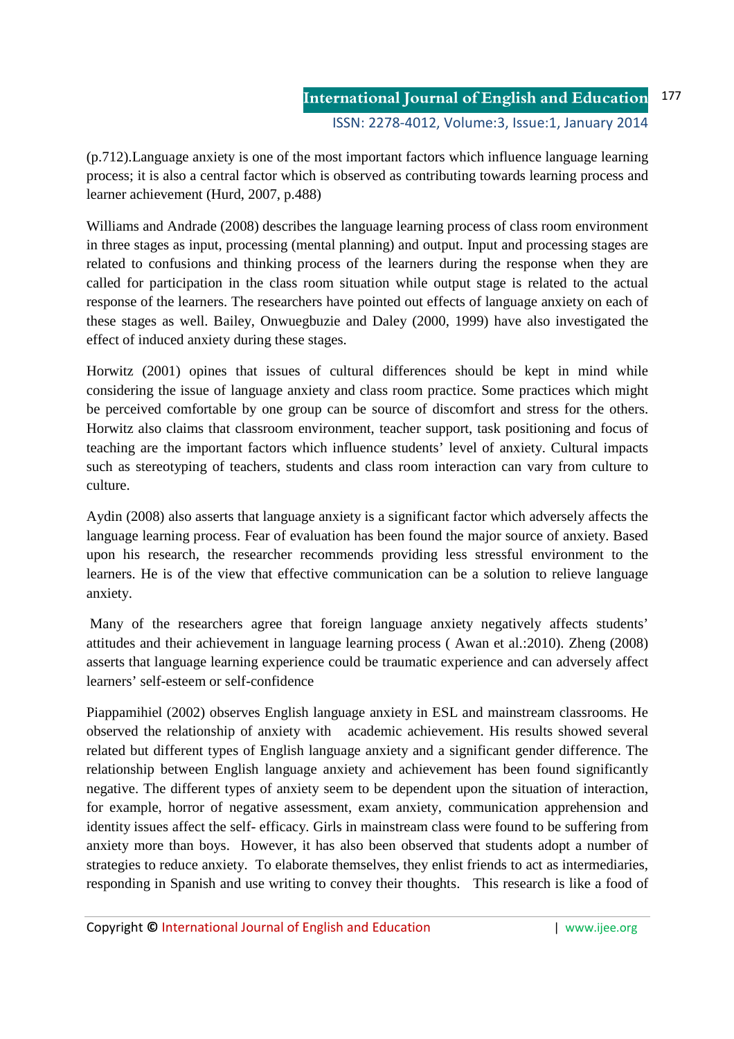(p.712).Language anxiety is one of the most important factors which influence language learning process; it is also a central factor which is observed as contributing towards learning process and learner achievement (Hurd, 2007, p.488)

Williams and Andrade (2008) describes the language learning process of class room environment in three stages as input, processing (mental planning) and output. Input and processing stages are related to confusions and thinking process of the learners during the response when they are called for participation in the class room situation while output stage is related to the actual response of the learners. The researchers have pointed out effects of language anxiety on each of these stages as well. Bailey, Onwuegbuzie and Daley (2000, 1999) have also investigated the effect of induced anxiety during these stages.

Horwitz (2001) opines that issues of cultural differences should be kept in mind while considering the issue of language anxiety and class room practice. Some practices which might be perceived comfortable by one group can be source of discomfort and stress for the others. Horwitz also claims that classroom environment, teacher support, task positioning and focus of teaching are the important factors which influence students' level of anxiety. Cultural impacts such as stereotyping of teachers, students and class room interaction can vary from culture to culture.

Aydin (2008) also asserts that language anxiety is a significant factor which adversely affects the language learning process. Fear of evaluation has been found the major source of anxiety. Based upon his research, the researcher recommends providing less stressful environment to the learners. He is of the view that effective communication can be a solution to relieve language anxiety.

Many of the researchers agree that foreign language anxiety negatively affects students' attitudes and their achievement in language learning process ( Awan et al.:2010). Zheng (2008) asserts that language learning experience could be traumatic experience and can adversely affect learners' self-esteem or self-confidence

Piappamihiel (2002) observes English language anxiety in ESL and mainstream classrooms. He observed the relationship of anxiety with academic achievement. His results showed several related but different types of English language anxiety and a significant gender difference. The relationship between English language anxiety and achievement has been found significantly negative. The different types of anxiety seem to be dependent upon the situation of interaction, for example, horror of negative assessment, exam anxiety, communication apprehension and identity issues affect the self- efficacy. Girls in mainstream class were found to be suffering from anxiety more than boys. However, it has also been observed that students adopt a number of strategies to reduce anxiety. To elaborate themselves, they enlist friends to act as intermediaries, responding in Spanish and use writing to convey their thoughts. This research is like a food of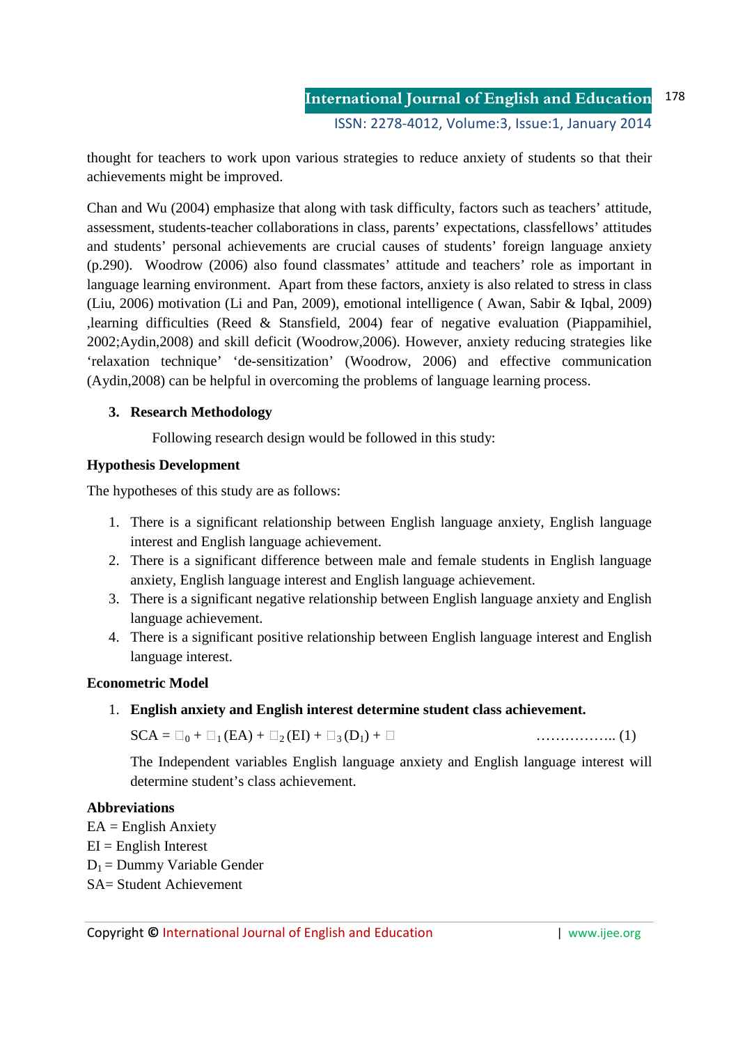thought for teachers to work upon various strategies to reduce anxiety of students so that their achievements might be improved.

Chan and Wu (2004) emphasize that along with task difficulty, factors such as teachers' attitude, assessment, students-teacher collaborations in class, parents' expectations, classfellows' attitudes and students' personal achievements are crucial causes of students' foreign language anxiety (p.290). Woodrow (2006) also found classmates' attitude and teachers' role as important in language learning environment. Apart from these factors, anxiety is also related to stress in class (Liu, 2006) motivation (Li and Pan, 2009), emotional intelligence ( Awan, Sabir & Iqbal, 2009) ,learning difficulties (Reed & Stansfield, 2004) fear of negative evaluation (Piappamihiel, 2002;Aydin,2008) and skill deficit (Woodrow,2006). However, anxiety reducing strategies like 'relaxation technique' 'de-sensitization' (Woodrow, 2006) and effective communication (Aydin,2008) can be helpful in overcoming the problems of language learning process.

## 3. Research Methodology

Following research design would be followed in this study:

### Hypothesis Development

The hypotheses of this study are as follows:

1. There is a significant relationship between English language anxiety, English language interest and English language achievement.
2. There is a significant difference between male and female students in English language anxiety, English language interest and English language achievement.
3. There is a significant negative relationship between English language anxiety and English language achievement.
4. There is a significant positive relationship between English language interest and English language interest.

### Econometric Model

1. **English anxiety and English interest determine student class achievement.**

$$SCA = \beta_0 + \beta_1(EA) + \beta_2(EI) + \beta_3(D_1) + \varepsilon \qquad \text{…………….. (1)}$$

The Independent variables English language anxiety and English language interest will determine student's class achievement.

### Abbreviations

EA = English Anxiety
EI = English Interest
$D_1$ = Dummy Variable Gender
SA= Student Achievement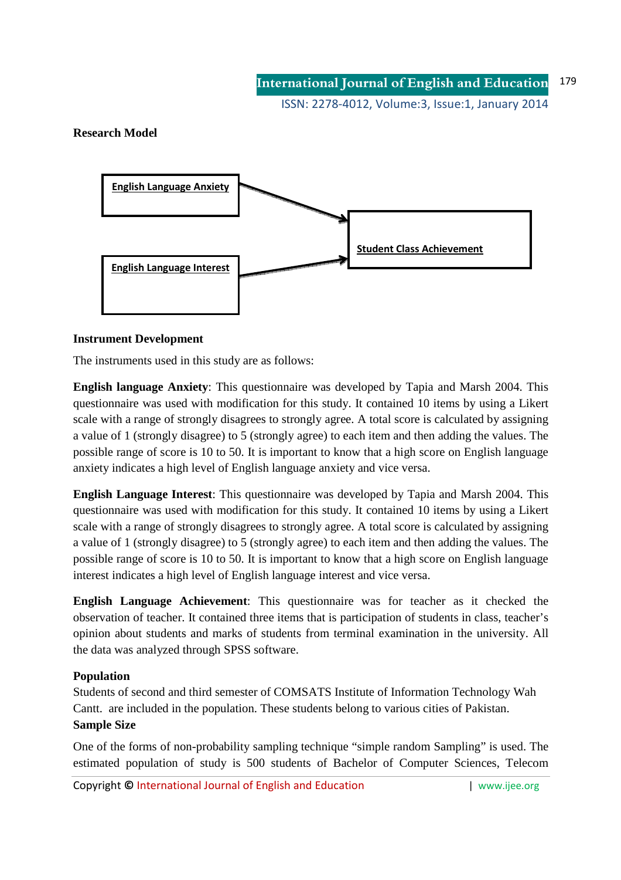**Research Model**

English Language Anxiety

English Language Interest

Student Class Achievement

**Instrument Development**

The instruments used in this study are as follows:

**English language Anxiety**: This questionnaire was developed by Tapia and Marsh 2004. This questionnaire was used with modification for this study. It contained 10 items by using a Likert scale with a range of strongly disagrees to strongly agree. A total score is calculated by assigning a value of 1 (strongly disagree) to 5 (strongly agree) to each item and then adding the values. The possible range of score is 10 to 50. It is important to know that a high score on English language anxiety indicates a high level of English language anxiety and vice versa.

**English Language Interest**: This questionnaire was developed by Tapia and Marsh 2004. This questionnaire was used with modification for this study. It contained 10 items by using a Likert scale with a range of strongly disagrees to strongly agree. A total score is calculated by assigning a value of 1 (strongly disagree) to 5 (strongly agree) to each item and then adding the values. The possible range of score is 10 to 50. It is important to know that a high score on English language interest indicates a high level of English language interest and vice versa.

**English Language Achievement**: This questionnaire was for teacher as it checked the observation of teacher. It contained three items that is participation of students in class, teacher's opinion about students and marks of students from terminal examination in the university. All the data was analyzed through SPSS software.

**Population**

Students of second and third semester of COMSATS Institute of Information Technology Wah Cantt. are included in the population. These students belong to various cities of Pakistan.

**Sample Size**

One of the forms of non-probability sampling technique "simple random Sampling" is used. The estimated population of study is 500 students of Bachelor of Computer Sciences, Telecom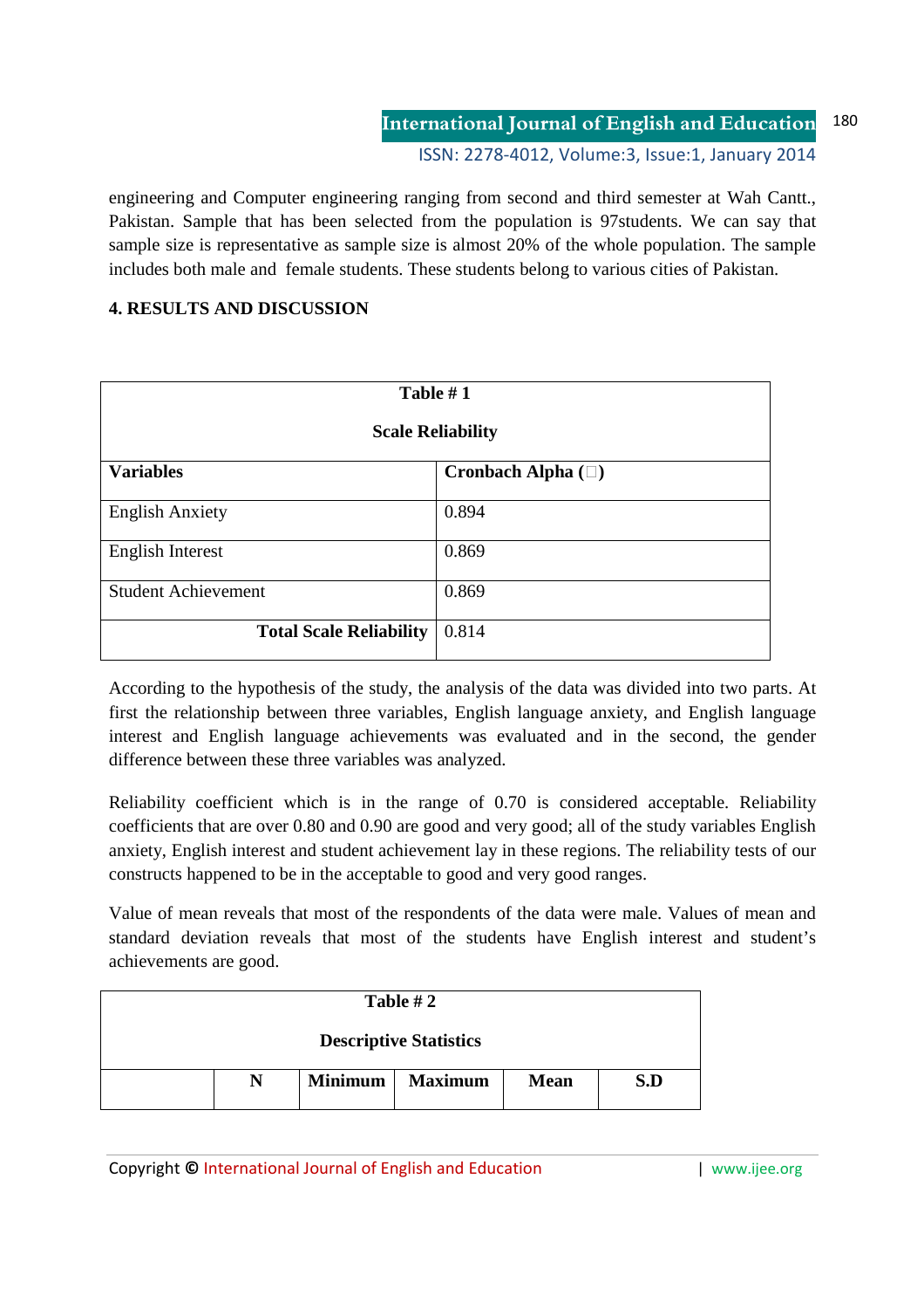engineering and Computer engineering ranging from second and third semester at Wah Cantt., Pakistan. Sample that has been selected from the population is 97students. We can say that sample size is representative as sample size is almost 20% of the whole population. The sample includes both male and female students. These students belong to various cities of Pakistan.

## 4. RESULTS AND DISCUSSION

**Table # 1**

**Scale Reliability**

| **Variables** | **Cronbach Alpha (□)** |
|---|---|
| English Anxiety | 0.894 |
| English Interest | 0.869 |
| Student Achievement | 0.869 |
| **Total Scale Reliability** | 0.814 |

According to the hypothesis of the study, the analysis of the data was divided into two parts. At first the relationship between three variables, English language anxiety, and English language interest and English language achievements was evaluated and in the second, the gender difference between these three variables was analyzed.

Reliability coefficient which is in the range of 0.70 is considered acceptable. Reliability coefficients that are over 0.80 and 0.90 are good and very good; all of the study variables English anxiety, English interest and student achievement lay in these regions. The reliability tests of our constructs happened to be in the acceptable to good and very good ranges.

Value of mean reveals that most of the respondents of the data were male. Values of mean and standard deviation reveals that most of the students have English interest and student's achievements are good.

**Table # 2**

**Descriptive Statistics**

| | **N** | **Minimum** | **Maximum** | **Mean** | **S.D** |
|---|---|---|---|---|---|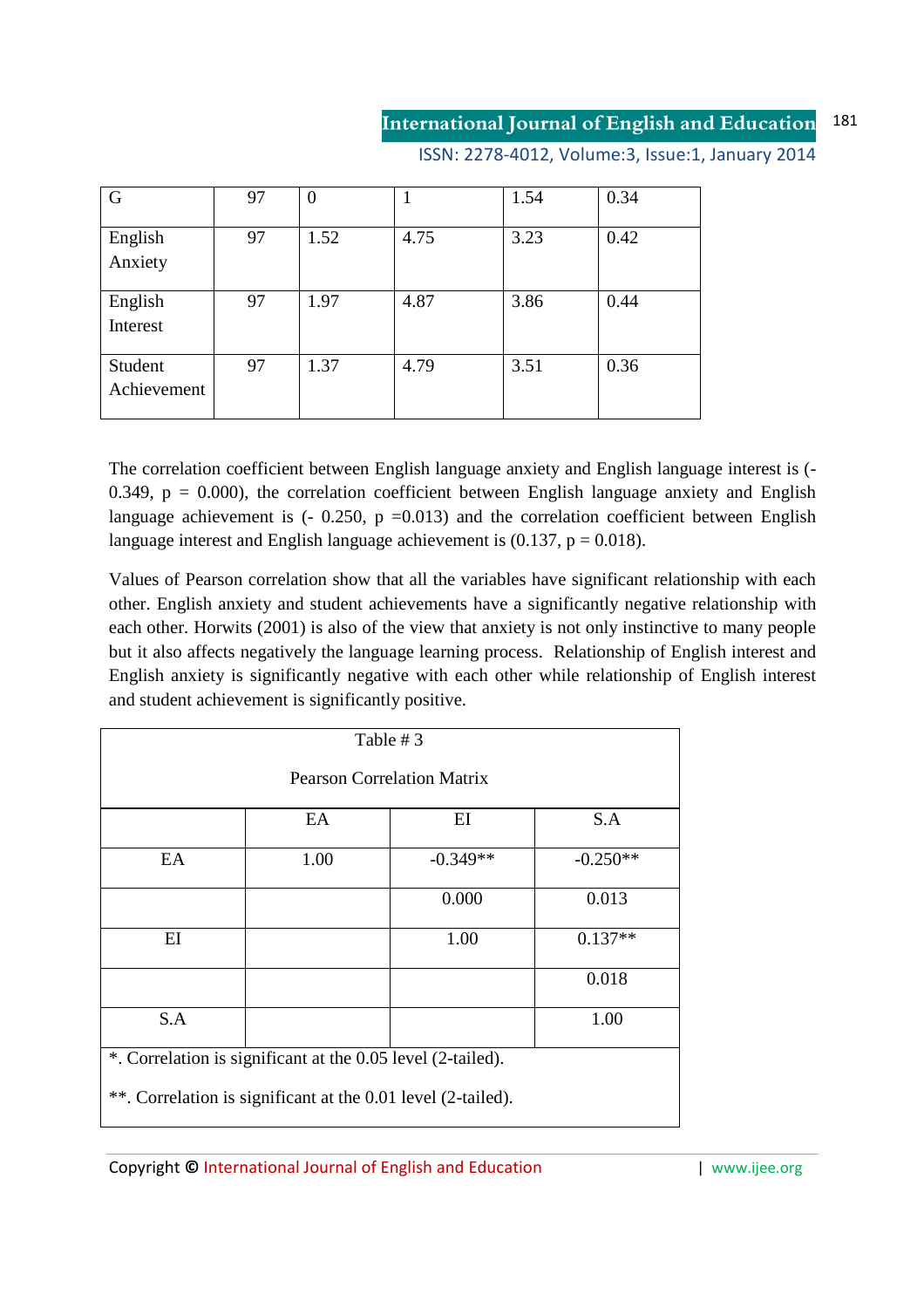| G | 97 | 0 | 1 | 1.54 | 0.34 |
|---|---|---|---|---|---|
| English Anxiety | 97 | 1.52 | 4.75 | 3.23 | 0.42 |
| English Interest | 97 | 1.97 | 4.87 | 3.86 | 0.44 |
| Student Achievement | 97 | 1.37 | 4.79 | 3.51 | 0.36 |

The correlation coefficient between English language anxiety and English language interest is (-0.349, p = 0.000), the correlation coefficient between English language anxiety and English language achievement is (- 0.250, p =0.013) and the correlation coefficient between English language interest and English language achievement is (0.137, p = 0.018).

Values of Pearson correlation show that all the variables have significant relationship with each other. English anxiety and student achievements have a significantly negative relationship with each other. Horwits (2001) is also of the view that anxiety is not only instinctive to many people but it also affects negatively the language learning process. Relationship of English interest and English anxiety is significantly negative with each other while relationship of English interest and student achievement is significantly positive.

Table # 3

Pearson Correlation Matrix

| | EA | EI | S.A |
|---|---|---|---|
| EA | 1.00 | -0.349** | -0.250** |
| | | 0.000 | 0.013 |
| EI | | 1.00 | 0.137** |
| | | | 0.018 |
| S.A | | | 1.00 |

*. Correlation is significant at the 0.05 level (2-tailed).

**. Correlation is significant at the 0.01 level (2-tailed).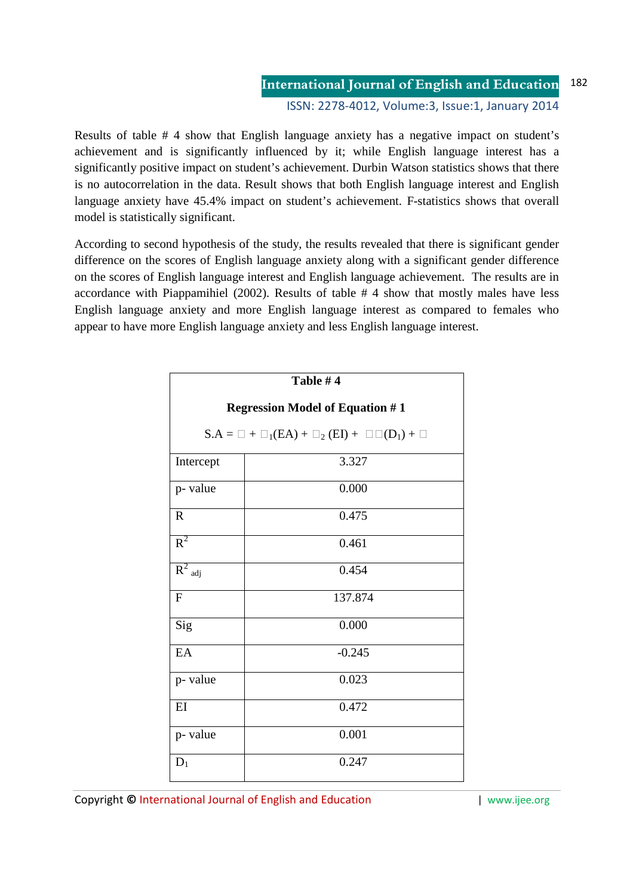Results of table # 4 show that English language anxiety has a negative impact on student's achievement and is significantly influenced by it; while English language interest has a significantly positive impact on student's achievement. Durbin Watson statistics shows that there is no autocorrelation in the data. Result shows that both English language interest and English language anxiety have 45.4% impact on student's achievement. F-statistics shows that overall model is statistically significant.

According to second hypothesis of the study, the results revealed that there is significant gender difference on the scores of English language anxiety along with a significant gender difference on the scores of English language interest and English language achievement. The results are in accordance with Piappamihiel (2002). Results of table # 4 show that mostly males have less English language anxiety and more English language interest as compared to females who appear to have more English language anxiety and less English language interest.

**Table # 4**

**Regression Model of Equation # 1**

$$S.A = \square + \square_1(EA) + \square_2 (EI) + \square\square(D_1) + \square$$

| | |
|---|---|
| Intercept | 3.327 |
| p- value | 0.000 |
| R | 0.475 |
| $R^2$ | 0.461 |
| $R^2_{adj}$ | 0.454 |
| F | 137.874 |
| Sig | 0.000 |
| EA | -0.245 |
| p- value | 0.023 |
| EI | 0.472 |
| p- value | 0.001 |
| $D_1$ | 0.247 |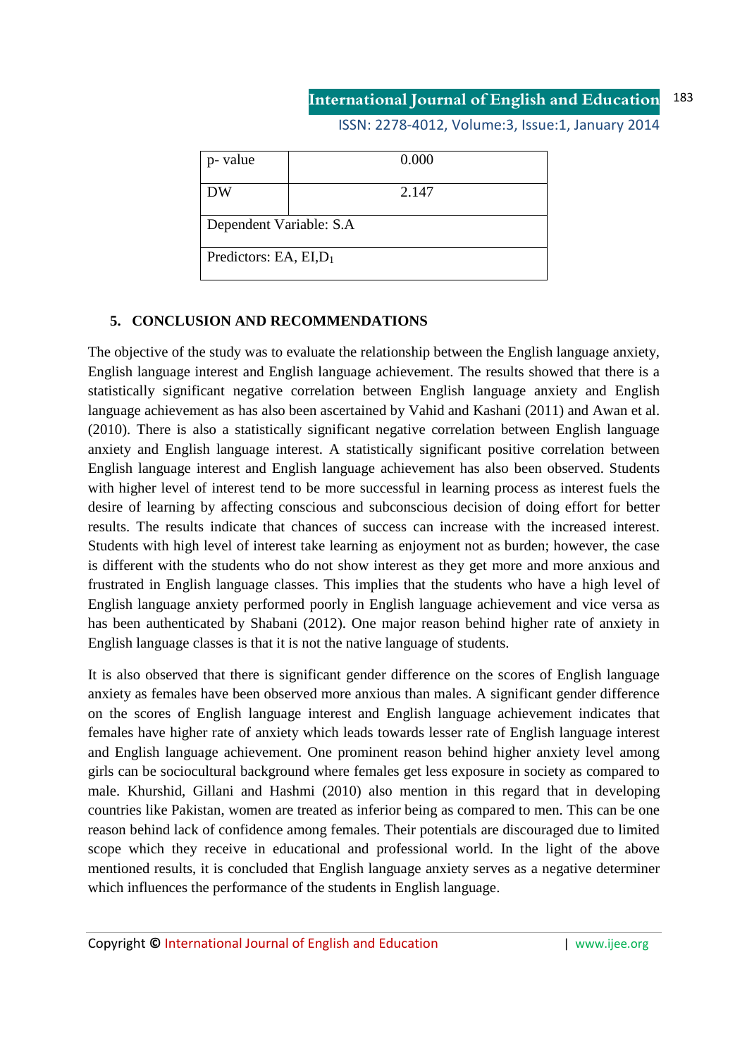| p- value | 0.000 |
|---|---|
| DW | 2.147 |
| Dependent Variable: S.A | |
| Predictors: EA, EI,$D_1$ | |

## 5. CONCLUSION AND RECOMMENDATIONS

The objective of the study was to evaluate the relationship between the English language anxiety, English language interest and English language achievement. The results showed that there is a statistically significant negative correlation between English language anxiety and English language achievement as has also been ascertained by Vahid and Kashani (2011) and Awan et al. (2010). There is also a statistically significant negative correlation between English language anxiety and English language interest. A statistically significant positive correlation between English language interest and English language achievement has also been observed. Students with higher level of interest tend to be more successful in learning process as interest fuels the desire of learning by affecting conscious and subconscious decision of doing effort for better results. The results indicate that chances of success can increase with the increased interest. Students with high level of interest take learning as enjoyment not as burden; however, the case is different with the students who do not show interest as they get more and more anxious and frustrated in English language classes. This implies that the students who have a high level of English language anxiety performed poorly in English language achievement and vice versa as has been authenticated by Shabani (2012). One major reason behind higher rate of anxiety in English language classes is that it is not the native language of students.

It is also observed that there is significant gender difference on the scores of English language anxiety as females have been observed more anxious than males. A significant gender difference on the scores of English language interest and English language achievement indicates that females have higher rate of anxiety which leads towards lesser rate of English language interest and English language achievement. One prominent reason behind higher anxiety level among girls can be sociocultural background where females get less exposure in society as compared to male. Khurshid, Gillani and Hashmi (2010) also mention in this regard that in developing countries like Pakistan, women are treated as inferior being as compared to men. This can be one reason behind lack of confidence among females. Their potentials are discouraged due to limited scope which they receive in educational and professional world. In the light of the above mentioned results, it is concluded that English language anxiety serves as a negative determiner which influences the performance of the students in English language.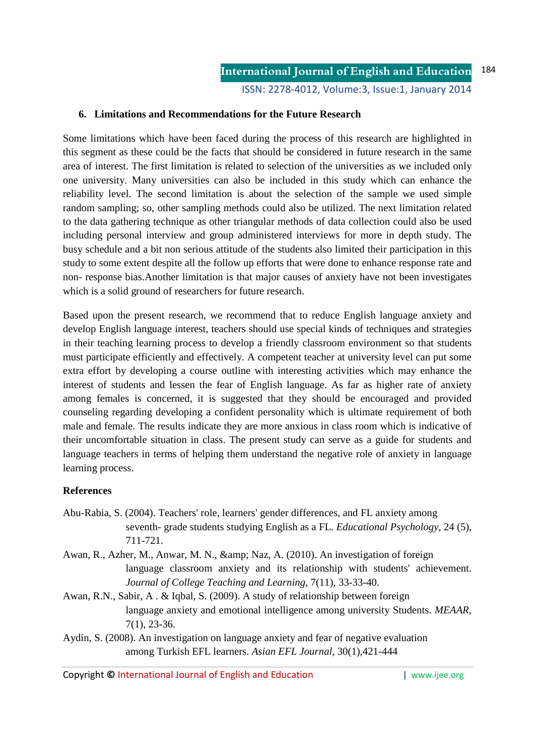## 6. Limitations and Recommendations for the Future Research

Some limitations which have been faced during the process of this research are highlighted in this segment as these could be the facts that should be considered in future research in the same area of interest. The first limitation is related to selection of the universities as we included only one university. Many universities can also be included in this study which can enhance the reliability level. The second limitation is about the selection of the sample we used simple random sampling; so, other sampling methods could also be utilized. The next limitation related to the data gathering technique as other triangular methods of data collection could also be used including personal interview and group administered interviews for more in depth study. The busy schedule and a bit non serious attitude of the students also limited their participation in this study to some extent despite all the follow up efforts that were done to enhance response rate and non- response bias.Another limitation is that major causes of anxiety have not been investigates which is a solid ground of researchers for future research.

Based upon the present research, we recommend that to reduce English language anxiety and develop English language interest, teachers should use special kinds of techniques and strategies in their teaching learning process to develop a friendly classroom environment so that students must participate efficiently and effectively. A competent teacher at university level can put some extra effort by developing a course outline with interesting activities which may enhance the interest of students and lessen the fear of English language. As far as higher rate of anxiety among females is concerned, it is suggested that they should be encouraged and provided counseling regarding developing a confident personality which is ultimate requirement of both male and female. The results indicate they are more anxious in class room which is indicative of their uncomfortable situation in class. The present study can serve as a guide for students and language teachers in terms of helping them understand the negative role of anxiety in language learning process.

### References

Abu-Rabia, S. (2004). Teachers' role, learners' gender differences, and FL anxiety among seventh- grade students studying English as a FL. *Educational Psychology*, 24 (5), 711-721.

Awan, R., Azher, M., Anwar, M. N., &amp; Naz, A. (2010). An investigation of foreign language classroom anxiety and its relationship with students' achievement. *Journal of College Teaching and Learning*, 7(11), 33-33-40.

Awan, R.N., Sabir, A . & Iqbal, S. (2009). A study of relationship between foreign language anxiety and emotional intelligence among university Students. *MEAAR*, 7(1), 23-36.

Aydin, S. (2008). An investigation on language anxiety and fear of negative evaluation among Turkish EFL learners. *Asian EFL Journal*, 30(1),421-444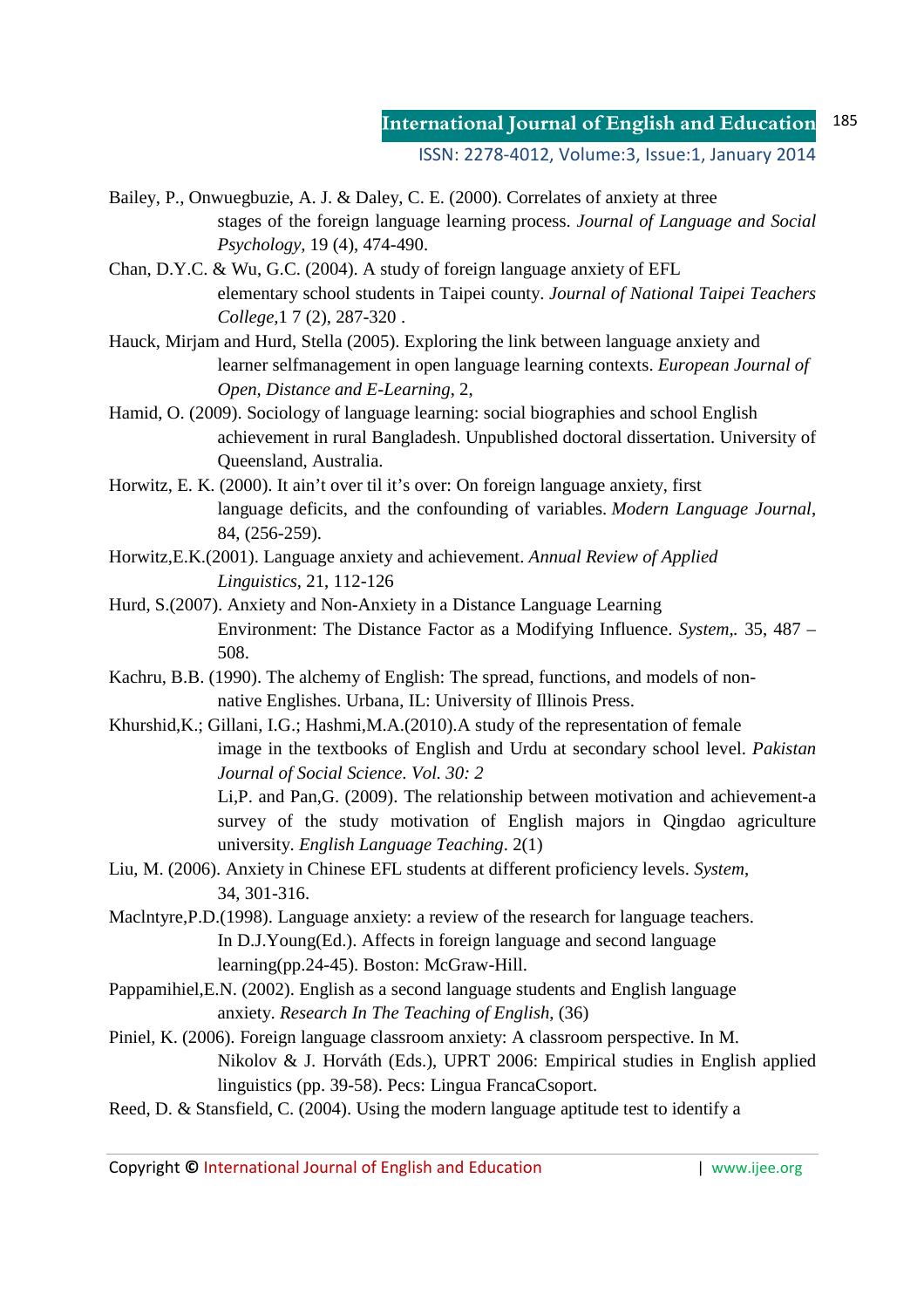Bailey, P., Onwuegbuzie, A. J. & Daley, C. E. (2000). Correlates of anxiety at three stages of the foreign language learning process. *Journal of Language and Social Psychology*, 19 (4), 474-490.

Chan, D.Y.C. & Wu, G.C. (2004). A study of foreign language anxiety of EFL elementary school students in Taipei county. *Journal of National Taipei Teachers College*,1 7 (2), 287-320 .

Hauck, Mirjam and Hurd, Stella (2005). Exploring the link between language anxiety and learner selfmanagement in open language learning contexts. *European Journal of Open, Distance and E-Learning*, 2,

Hamid, O. (2009). Sociology of language learning: social biographies and school English achievement in rural Bangladesh. Unpublished doctoral dissertation. University of Queensland, Australia.

Horwitz, E. K. (2000). It ain't over til it's over: On foreign language anxiety, first language deficits, and the confounding of variables. *Modern Language Journal*, 84, (256-259).

Horwitz,E.K.(2001). Language anxiety and achievement. *Annual Review of Applied Linguistics*, 21, 112-126

Hurd, S.(2007). Anxiety and Non-Anxiety in a Distance Language Learning Environment: The Distance Factor as a Modifying Influence. *System*,. 35, 487 – 508.

Kachru, B.B. (1990). The alchemy of English: The spread, functions, and models of non-native Englishes. Urbana, IL: University of Illinois Press.

Khurshid,K.; Gillani, I.G.; Hashmi,M.A.(2010).A study of the representation of female image in the textbooks of English and Urdu at secondary school level. *Pakistan Journal of Social Science. Vol. 30: 2*

Li,P. and Pan,G. (2009). The relationship between motivation and achievement-a survey of the study motivation of English majors in Qingdao agriculture university. *English Language Teaching*. 2(1)

Liu, M. (2006). Anxiety in Chinese EFL students at different proficiency levels. *System*, 34, 301-316.

Maclntyre,P.D.(1998). Language anxiety: a review of the research for language teachers. In D.J.Young(Ed.). Affects in foreign language and second language learning(pp.24-45). Boston: McGraw-Hill.

Pappamihiel,E.N. (2002). English as a second language students and English language anxiety. *Research In The Teaching of English*, (36)

Piniel, K. (2006). Foreign language classroom anxiety: A classroom perspective. In M. Nikolov & J. Horváth (Eds.), UPRT 2006: Empirical studies in English applied linguistics (pp. 39-58). Pecs: Lingua FrancaCsoport.

Reed, D. & Stansfield, C. (2004). Using the modern language aptitude test to identify a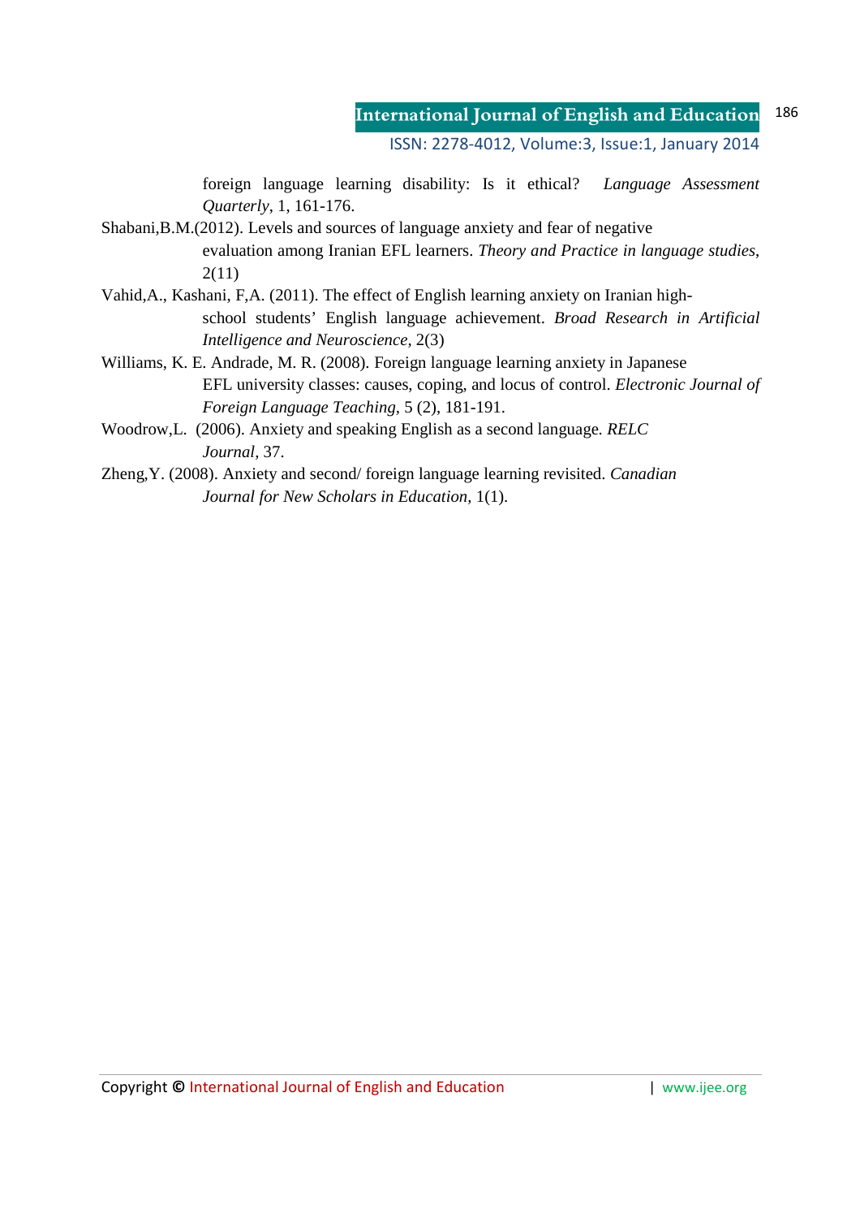foreign language learning disability: Is it ethical? *Language Assessment Quarterly*, 1, 161-176.

Shabani,B.M.(2012). Levels and sources of language anxiety and fear of negative evaluation among Iranian EFL learners. *Theory and Practice in language studies*, 2(11)

Vahid,A., Kashani, F,A. (2011). The effect of English learning anxiety on Iranian high-school students' English language achievement. *Broad Research in Artificial Intelligence and Neuroscience*, 2(3)

Williams, K. E. Andrade, M. R. (2008). Foreign language learning anxiety in Japanese EFL university classes: causes, coping, and locus of control. *Electronic Journal of Foreign Language Teaching*, 5 (2), 181-191.

Woodrow,L. (2006). Anxiety and speaking English as a second language. *RELC Journal*, 37.

Zheng,Y. (2008). Anxiety and second/ foreign language learning revisited. *Canadian Journal for New Scholars in Education*, 1(1).